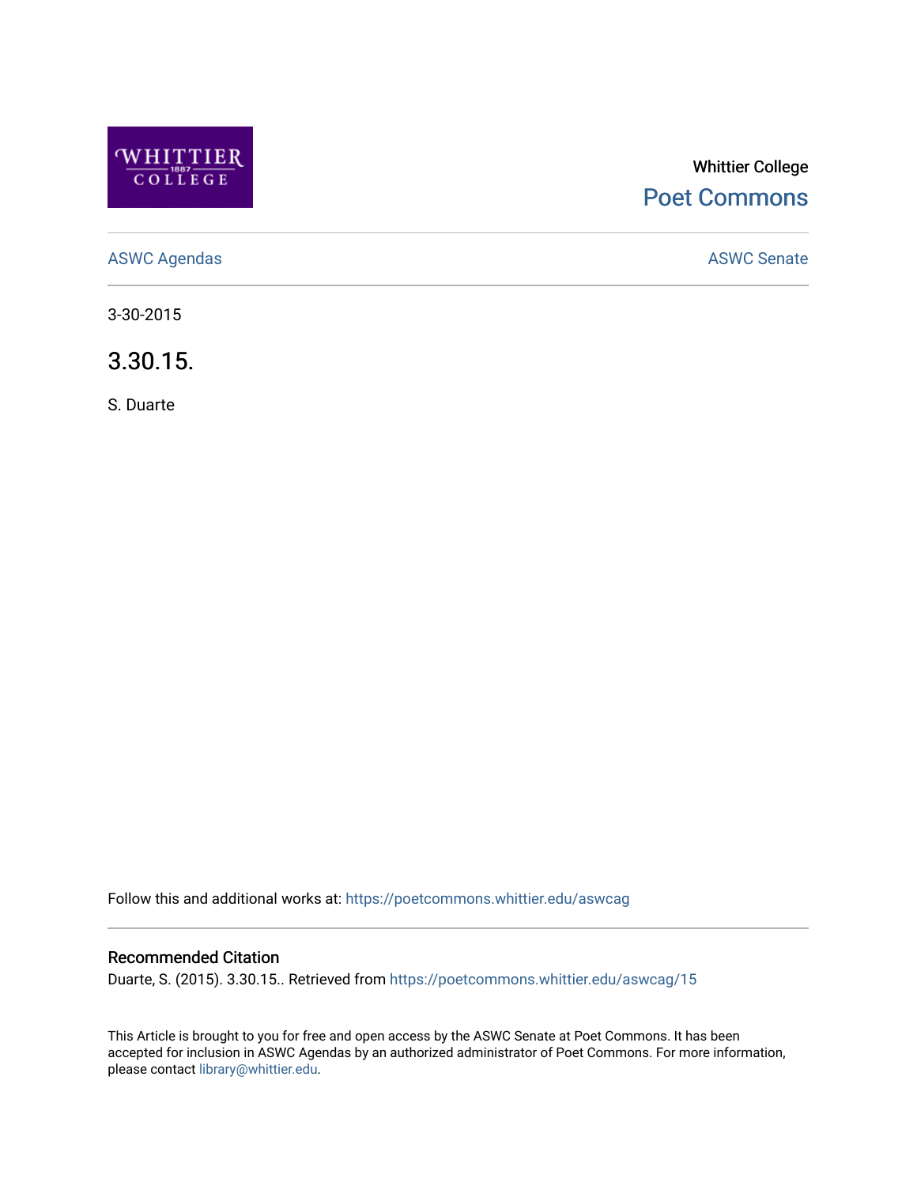Whittier College

Poet Commons

ASWC Agendas

ASWC Senate

3-30-2015

# 3.30.15.

S. Duarte

Follow this and additional works at: https://poetcommons.whittier.edu/aswcag

## Recommended Citation

Duarte, S. (2015). 3.30.15.. Retrieved from https://poetcommons.whittier.edu/aswcag/15

This Article is brought to you for free and open access by the ASWC Senate at Poet Commons. It has been accepted for inclusion in ASWC Agendas by an authorized administrator of Poet Commons. For more information, please contact library@whittier.edu.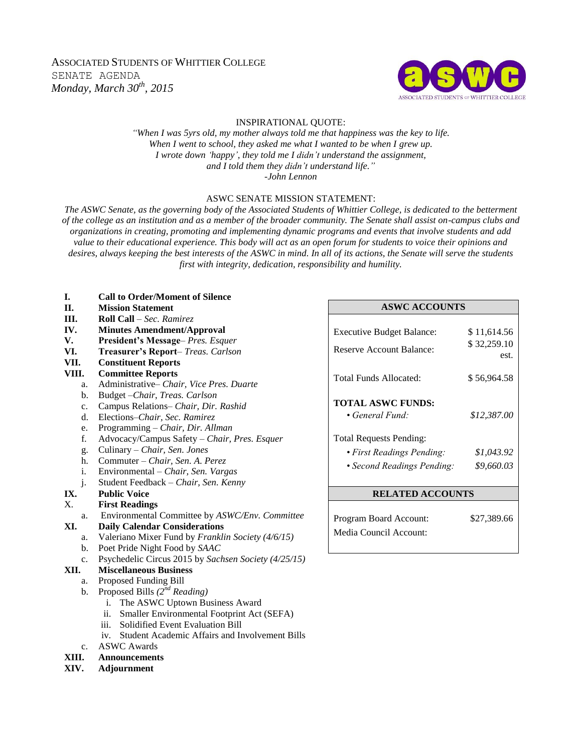ASSOCIATED STUDENTS OF WHITTIER COLLEGE
SENATE AGENDA
*Monday, March 30th, 2015*

INSPIRATIONAL QUOTE:

*"When I was 5yrs old, my mother always told me that happiness was the key to life. When I went to school, they asked me what I wanted to be when I grew up. I wrote down 'happy', they told me I didn't understand the assignment, and I told them they didn't understand life."*
*-John Lennon*

ASWC SENATE MISSION STATEMENT:

*The ASWC Senate, as the governing body of the Associated Students of Whittier College, is dedicated to the betterment of the college as an institution and as a member of the broader community. The Senate shall assist on-campus clubs and organizations in creating, promoting and implementing dynamic programs and events that involve students and add value to their educational experience. This body will act as an open forum for students to voice their opinions and desires, always keeping the best interests of the ASWC in mind. In all of its actions, the Senate will serve the students first with integrity, dedication, responsibility and humility.*

- **I. Call to Order/Moment of Silence**
- **II. Mission Statement**
- **III. Roll Call** – *Sec. Ramirez*
- **IV. Minutes Amendment/Approval**
- **V. President's Message**– *Pres. Esquer*
- **VI. Treasurer's Report**– *Treas. Carlson*
- **VII. Constituent Reports**
- **VIII. Committee Reports**
  - a. Administrative– *Chair, Vice Pres. Duarte*
  - b. Budget –*Chair, Treas. Carlson*
  - c. Campus Relations– *Chair, Dir. Rashid*
  - d. Elections–*Chair, Sec. Ramirez*
  - e. Programming – *Chair, Dir. Allman*
  - f. Advocacy/Campus Safety – *Chair, Pres. Esquer*
  - g. Culinary – *Chair, Sen. Jones*
  - h. Commuter – *Chair, Sen. A. Perez*
  - i. Environmental – *Chair, Sen. Vargas*
  - j. Student Feedback – *Chair, Sen. Kenny*
- **IX. Public Voice**
- X. **First Readings**
  - a. Environmental Committee by *ASWC/Env. Committee*
- **XI. Daily Calendar Considerations**
  - a. Valeriano Mixer Fund by *Franklin Society (4/6/15)*
  - b. Poet Pride Night Food by *SAAC*
  - c. Psychedelic Circus 2015 by *Sachsen Society (4/25/15)*
- **XII. Miscellaneous Business**
  - a. Proposed Funding Bill
  - b. Proposed Bills *(2nd Reading)*
    - i. The ASWC Uptown Business Award
    - ii. Smaller Environmental Footprint Act (SEFA)
    - iii. Solidified Event Evaluation Bill
    - iv. Student Academic Affairs and Involvement Bills
  - c. ASWC Awards
- **XIII. Announcements**
- **XIV. Adjournment**

| **ASWC ACCOUNTS** | |
|---|---|
| Executive Budget Balance: | $ 11,614.56 |
| Reserve Account Balance: | $ 32,259.10 est. |
| Total Funds Allocated: | $ 56,964.58 |
| **TOTAL ASWC FUNDS:** | |
| • *General Fund:* | *$12,387.00* |
| Total Requests Pending: | |
| • *First Readings Pending:* | *$1,043.92* |
| • *Second Readings Pending:* | *$9,660.03* |
| **RELATED ACCOUNTS** | |
| Program Board Account: | $27,389.66 |
| Media Council Account: | |